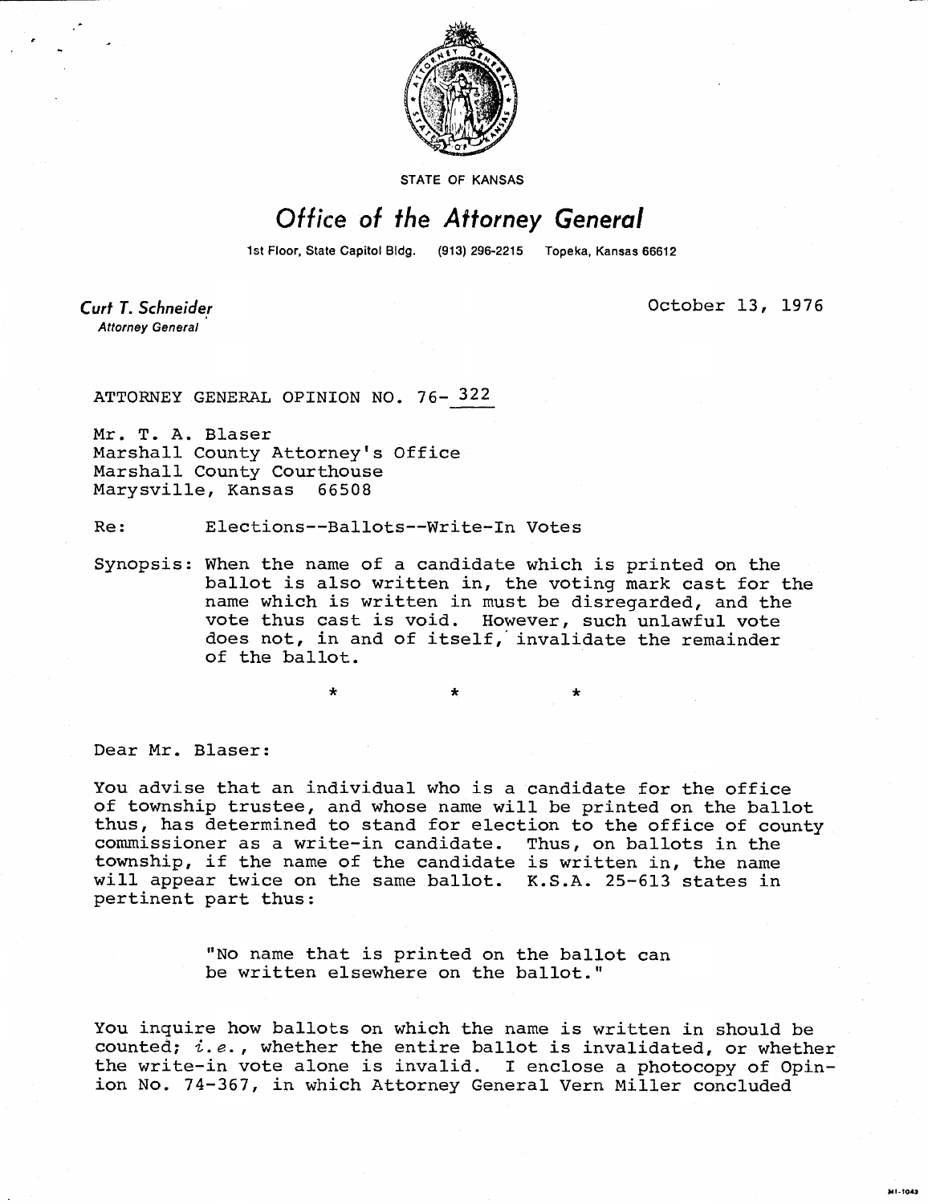STATE OF KANSAS

# *Office of the Attorney General*

1st Floor, State Capitol Bldg. (913) 296-2215 Topeka, Kansas 66612

*Curt T. Schneider*
*Attorney General*

October 13, 1976

ATTORNEY GENERAL OPINION NO. 76- 322

Mr. T. A. Blaser
Marshall County Attorney's Office
Marshall County Courthouse
Marysville, Kansas 66508

Re: Elections--Ballots--Write-In Votes

Synopsis: When the name of a candidate which is printed on the ballot is also written in, the voting mark cast for the name which is written in must be disregarded, and the vote thus cast is void. However, such unlawful vote does not, in and of itself, invalidate the remainder of the ballot.

\* \* \*

Dear Mr. Blaser:

You advise that an individual who is a candidate for the office of township trustee, and whose name will be printed on the ballot thus, has determined to stand for election to the office of county commissioner as a write-in candidate. Thus, on ballots in the township, if the name of the candidate is written in, the name will appear twice on the same ballot. K.S.A. 25-613 states in pertinent part thus:

> "No name that is printed on the ballot can be written elsewhere on the ballot."

You inquire how ballots on which the name is written in should be counted; *i.e.*, whether the entire ballot is invalidated, or whether the write-in vote alone is invalid. I enclose a photocopy of Opinion No. 74-367, in which Attorney General Vern Miller concluded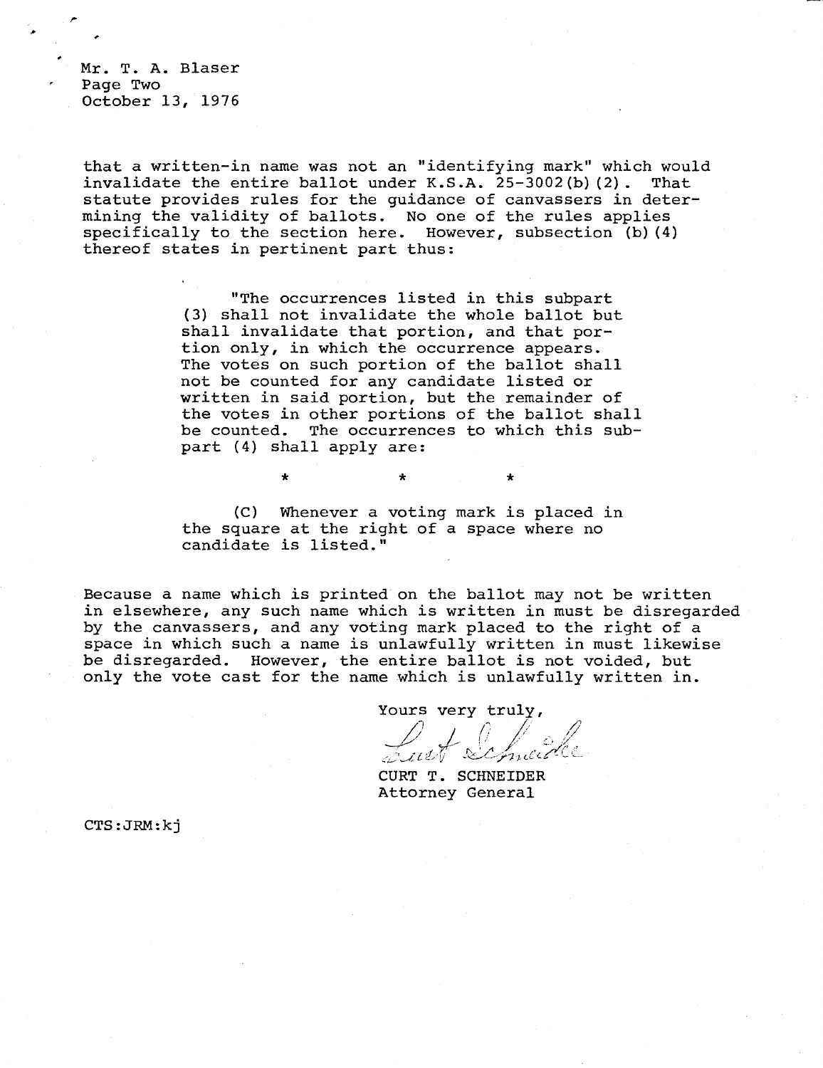that a written-in name was not an "identifying mark" which would invalidate the entire ballot under K.S.A. 25-3002(b)(2). That statute provides rules for the guidance of canvassers in determining the validity of ballots. No one of the rules applies specifically to the section here. However, subsection (b)(4) thereof states in pertinent part thus:

> "The occurrences listed in this subpart (3) shall not invalidate the whole ballot but shall invalidate that portion, and that portion only, in which the occurrence appears. The votes on such portion of the ballot shall not be counted for any candidate listed or written in said portion, but the remainder of the votes in other portions of the ballot shall be counted. The occurrences to which this subpart (4) shall apply are:
>
> \*   \*   \*
>
> (C) Whenever a voting mark is placed in the square at the right of a space where no candidate is listed."

Because a name which is printed on the ballot may not be written in elsewhere, any such name which is written in must be disregarded by the canvassers, and any voting mark placed to the right of a space in which such a name is unlawfully written in must likewise be disregarded. However, the entire ballot is not voided, but only the vote cast for the name which is unlawfully written in.

Yours very truly,

CURT T. SCHNEIDER
Attorney General

CTS:JRM:kj